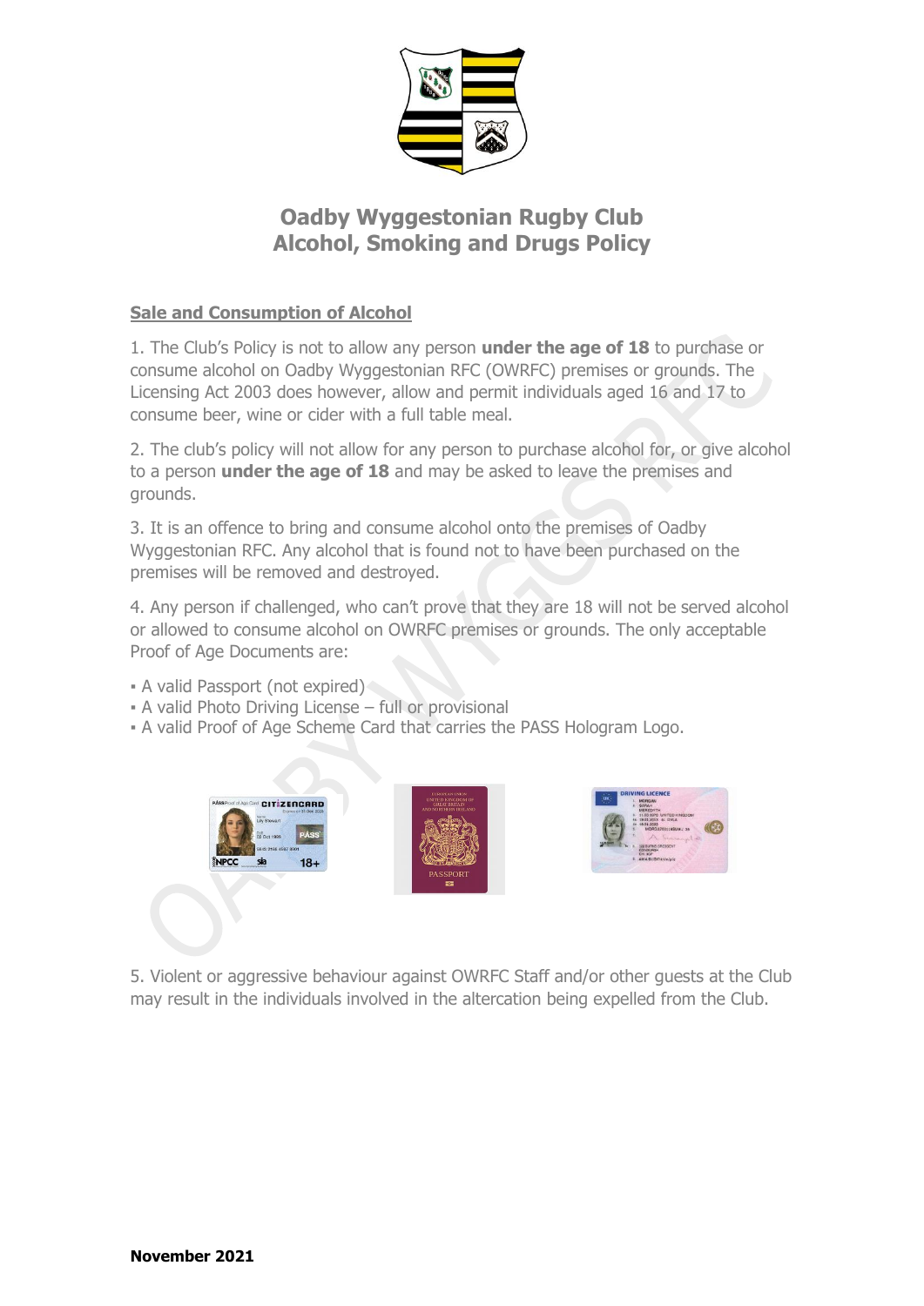# Oadby Wyggestonian Rugby Club
# Alcohol, Smoking and Drugs Policy

## Sale and Consumption of Alcohol

1. The Club's Policy is not to allow any person **under the age of 18** to purchase or consume alcohol on Oadby Wyggestonian RFC (OWRFC) premises or grounds. The Licensing Act 2003 does however, allow and permit individuals aged 16 and 17 to consume beer, wine or cider with a full table meal.

2. The club's policy will not allow for any person to purchase alcohol for, or give alcohol to a person **under the age of 18** and may be asked to leave the premises and grounds.

3. It is an offence to bring and consume alcohol onto the premises of Oadby Wyggestonian RFC. Any alcohol that is found not to have been purchased on the premises will be removed and destroyed.

4. Any person if challenged, who can't prove that they are 18 will not be served alcohol or allowed to consume alcohol on OWRFC premises or grounds. The only acceptable Proof of Age Documents are:

- A valid Passport (not expired)
- A valid Photo Driving License – full or provisional
- A valid Proof of Age Scheme Card that carries the PASS Hologram Logo.

5. Violent or aggressive behaviour against OWRFC Staff and/or other guests at the Club may result in the individuals involved in the altercation being expelled from the Club.

**November 2021**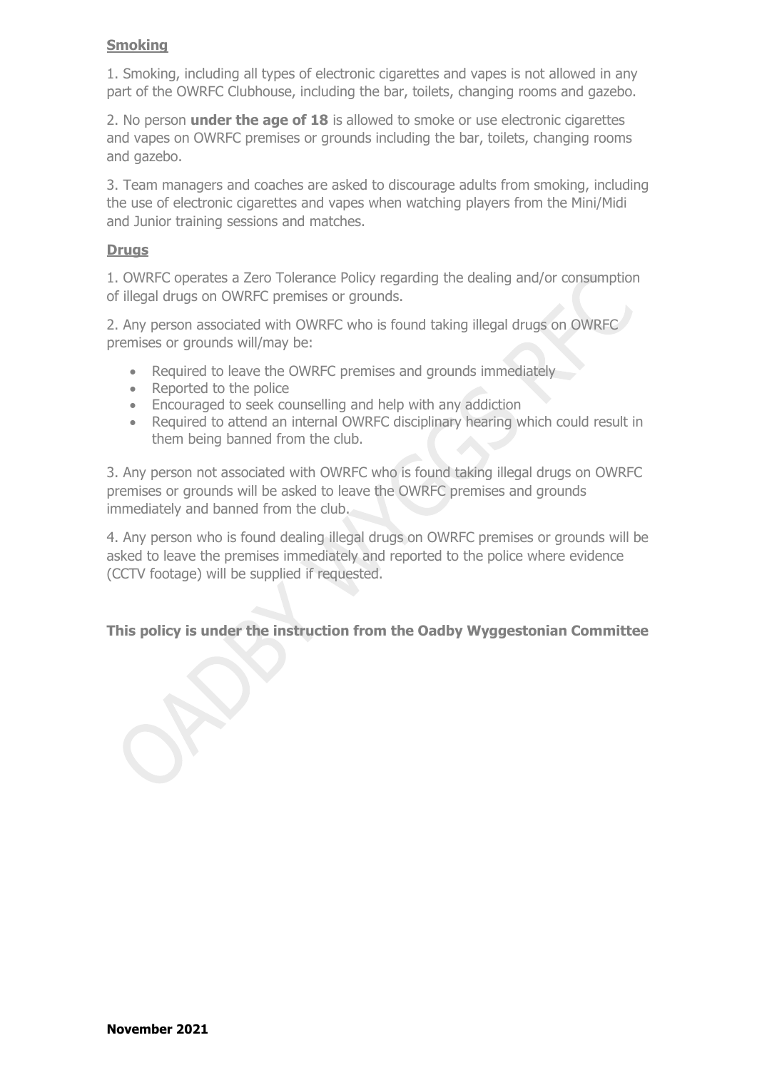## **Smoking**

1. Smoking, including all types of electronic cigarettes and vapes is not allowed in any part of the OWRFC Clubhouse, including the bar, toilets, changing rooms and gazebo.

2. No person **under the age of 18** is allowed to smoke or use electronic cigarettes and vapes on OWRFC premises or grounds including the bar, toilets, changing rooms and gazebo.

3. Team managers and coaches are asked to discourage adults from smoking, including the use of electronic cigarettes and vapes when watching players from the Mini/Midi and Junior training sessions and matches.

## **Drugs**

1. OWRFC operates a Zero Tolerance Policy regarding the dealing and/or consumption of illegal drugs on OWRFC premises or grounds.

2. Any person associated with OWRFC who is found taking illegal drugs on OWRFC premises or grounds will/may be:

- Required to leave the OWRFC premises and grounds immediately
- Reported to the police
- Encouraged to seek counselling and help with any addiction
- Required to attend an internal OWRFC disciplinary hearing which could result in them being banned from the club.

3. Any person not associated with OWRFC who is found taking illegal drugs on OWRFC premises or grounds will be asked to leave the OWRFC premises and grounds immediately and banned from the club.

4. Any person who is found dealing illegal drugs on OWRFC premises or grounds will be asked to leave the premises immediately and reported to the police where evidence (CCTV footage) will be supplied if requested.

**This policy is under the instruction from the Oadby Wyggestonian Committee**

**November 2021**